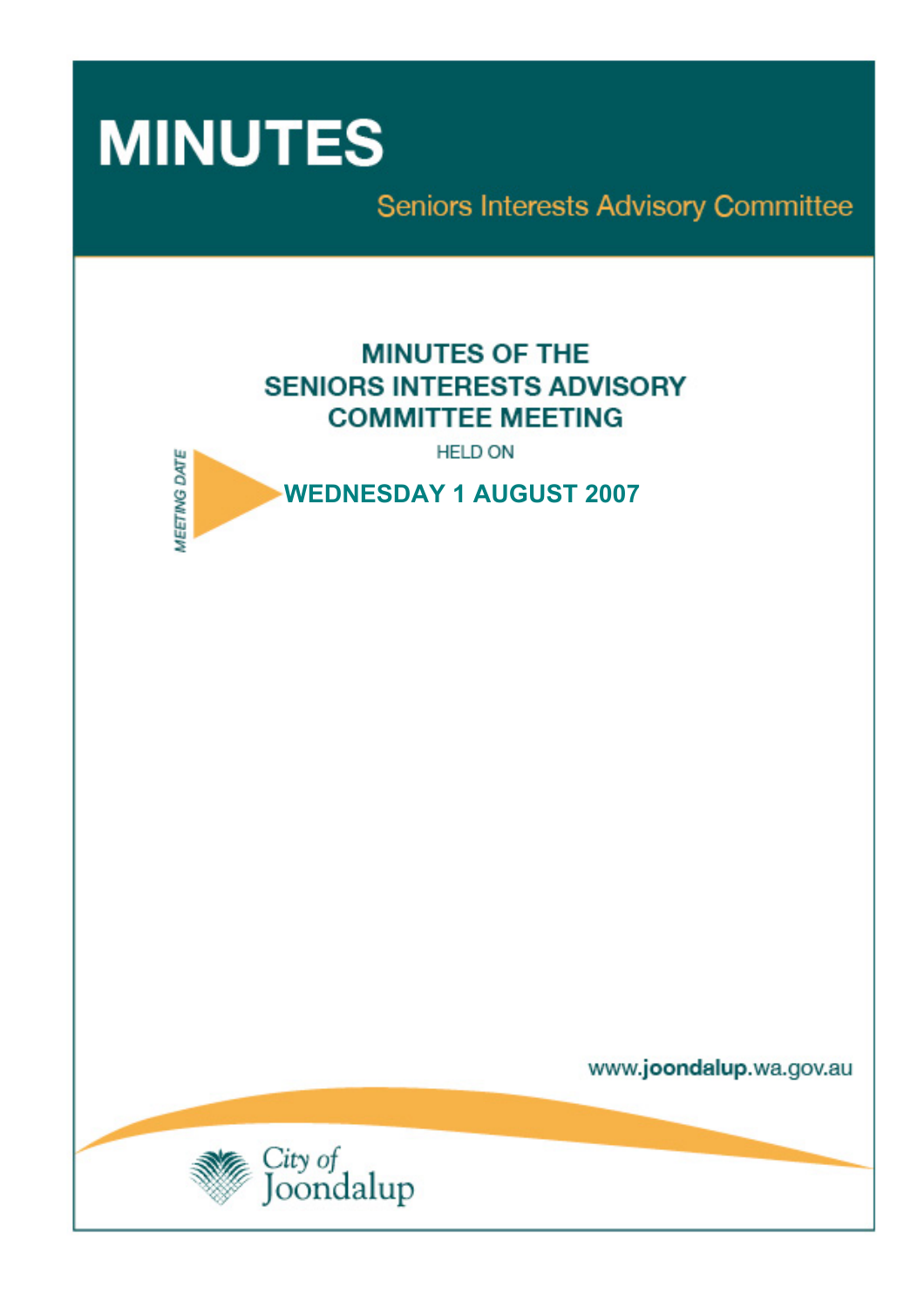# MINUTES

Seniors Interests Advisory Committee

## MINUTES OF THE SENIORS INTERESTS ADVISORY COMMITTEE MEETING

HELD ON

MEETING DATE

**WEDNESDAY 1 AUGUST 2007**

www.joondalup.wa.gov.au

City of Joondalup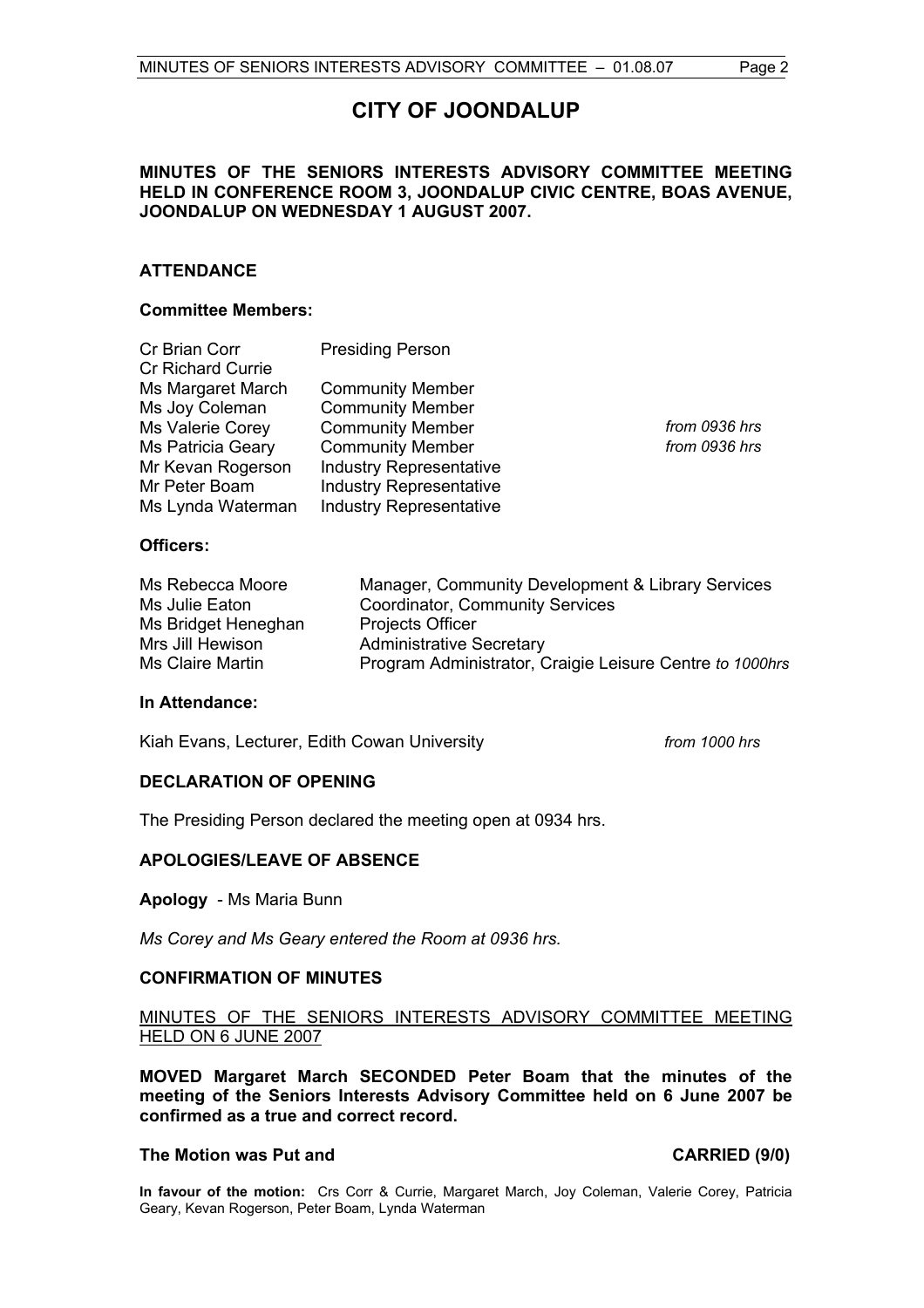# CITY OF JOONDALUP

**MINUTES OF THE SENIORS INTERESTS ADVISORY COMMITTEE MEETING HELD IN CONFERENCE ROOM 3, JOONDALUP CIVIC CENTRE, BOAS AVENUE, JOONDALUP ON WEDNESDAY 1 AUGUST 2007.**

## ATTENDANCE

### Committee Members:

| | | |
|---|---|---|
| Cr Brian Corr | Presiding Person | |
| Cr Richard Currie | | |
| Ms Margaret March | Community Member | |
| Ms Joy Coleman | Community Member | |
| Ms Valerie Corey | Community Member | *from 0936 hrs* |
| Ms Patricia Geary | Community Member | *from 0936 hrs* |
| Mr Kevan Rogerson | Industry Representative | |
| Mr Peter Boam | Industry Representative | |
| Ms Lynda Waterman | Industry Representative | |

### Officers:

| | |
|---|---|
| Ms Rebecca Moore | Manager, Community Development & Library Services |
| Ms Julie Eaton | Coordinator, Community Services |
| Ms Bridget Heneghan | Projects Officer |
| Mrs Jill Hewison | Administrative Secretary |
| Ms Claire Martin | Program Administrator, Craigie Leisure Centre *to 1000hrs* |

### In Attendance:

Kiah Evans, Lecturer, Edith Cowan University *from 1000 hrs*

## DECLARATION OF OPENING

The Presiding Person declared the meeting open at 0934 hrs.

## APOLOGIES/LEAVE OF ABSENCE

**Apology** - Ms Maria Bunn

*Ms Corey and Ms Geary entered the Room at 0936 hrs.*

## CONFIRMATION OF MINUTES

MINUTES OF THE SENIORS INTERESTS ADVISORY COMMITTEE MEETING HELD ON 6 JUNE 2007

**MOVED Margaret March SECONDED Peter Boam that the minutes of the meeting of the Seniors Interests Advisory Committee held on 6 June 2007 be confirmed as a true and correct record.**

**The Motion was Put and CARRIED (9/0)**

**In favour of the motion:** Crs Corr & Currie, Margaret March, Joy Coleman, Valerie Corey, Patricia Geary, Kevan Rogerson, Peter Boam, Lynda Waterman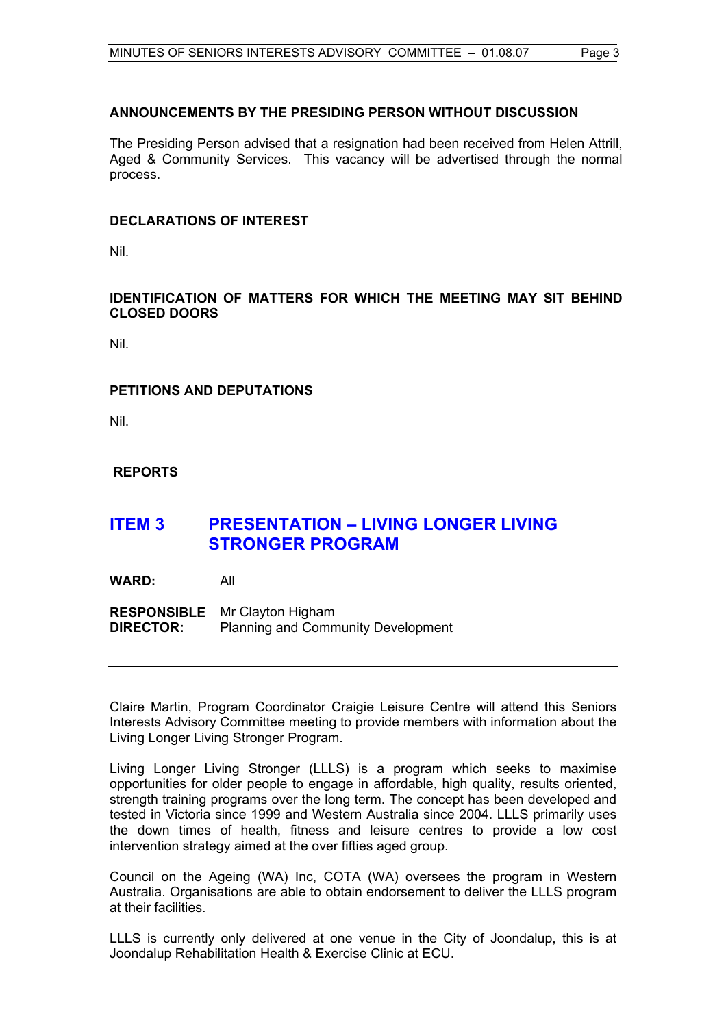## ANNOUNCEMENTS BY THE PRESIDING PERSON WITHOUT DISCUSSION

The Presiding Person advised that a resignation had been received from Helen Attrill, Aged & Community Services. This vacancy will be advertised through the normal process.

## DECLARATIONS OF INTEREST

Nil.

## IDENTIFICATION OF MATTERS FOR WHICH THE MEETING MAY SIT BEHIND CLOSED DOORS

Nil.

## PETITIONS AND DEPUTATIONS

Nil.

## REPORTS

# ITEM 3 PRESENTATION – LIVING LONGER LIVING STRONGER PROGRAM

**WARD:** All

**RESPONSIBLE DIRECTOR:** Mr Clayton Higham
Planning and Community Development

---

Claire Martin, Program Coordinator Craigie Leisure Centre will attend this Seniors Interests Advisory Committee meeting to provide members with information about the Living Longer Living Stronger Program.

Living Longer Living Stronger (LLLS) is a program which seeks to maximise opportunities for older people to engage in affordable, high quality, results oriented, strength training programs over the long term. The concept has been developed and tested in Victoria since 1999 and Western Australia since 2004. LLLS primarily uses the down times of health, fitness and leisure centres to provide a low cost intervention strategy aimed at the over fifties aged group.

Council on the Ageing (WA) Inc, COTA (WA) oversees the program in Western Australia. Organisations are able to obtain endorsement to deliver the LLLS program at their facilities.

LLLS is currently only delivered at one venue in the City of Joondalup, this is at Joondalup Rehabilitation Health & Exercise Clinic at ECU.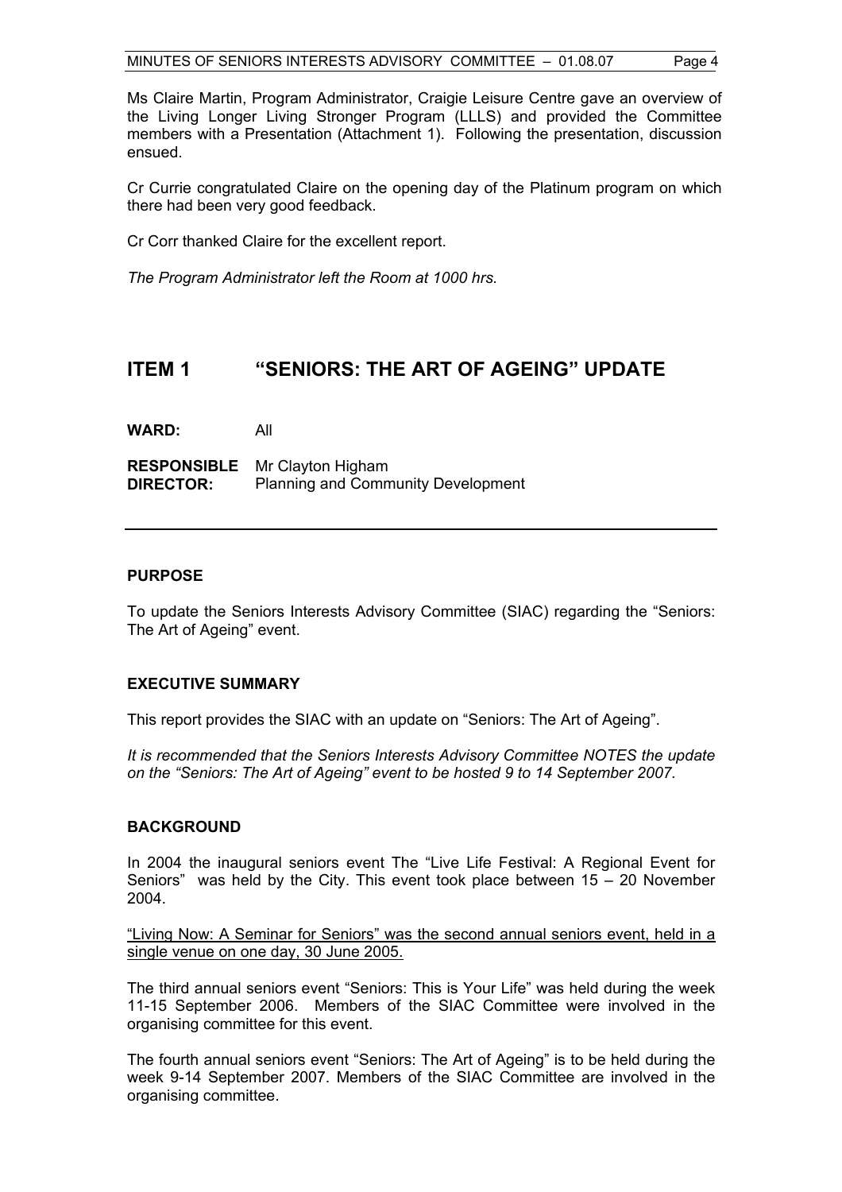Ms Claire Martin, Program Administrator, Craigie Leisure Centre gave an overview of the Living Longer Living Stronger Program (LLLS) and provided the Committee members with a Presentation (Attachment 1). Following the presentation, discussion ensued.

Cr Currie congratulated Claire on the opening day of the Platinum program on which there had been very good feedback.

Cr Corr thanked Claire for the excellent report.

*The Program Administrator left the Room at 1000 hrs.*

## ITEM 1 "SENIORS: THE ART OF AGEING" UPDATE

**WARD:** All

**RESPONSIBLE DIRECTOR:** Mr Clayton Higham
Planning and Community Development

---

### PURPOSE

To update the Seniors Interests Advisory Committee (SIAC) regarding the "Seniors: The Art of Ageing" event.

### EXECUTIVE SUMMARY

This report provides the SIAC with an update on "Seniors: The Art of Ageing".

*It is recommended that the Seniors Interests Advisory Committee NOTES the update on the "Seniors: The Art of Ageing" event to be hosted 9 to 14 September 2007.*

### BACKGROUND

In 2004 the inaugural seniors event The "Live Life Festival: A Regional Event for Seniors" was held by the City. This event took place between 15 – 20 November 2004.

<u>"Living Now: A Seminar for Seniors" was the second annual seniors event, held in a single venue on one day, 30 June 2005.</u>

The third annual seniors event "Seniors: This is Your Life" was held during the week 11-15 September 2006. Members of the SIAC Committee were involved in the organising committee for this event.

The fourth annual seniors event "Seniors: The Art of Ageing" is to be held during the week 9-14 September 2007. Members of the SIAC Committee are involved in the organising committee.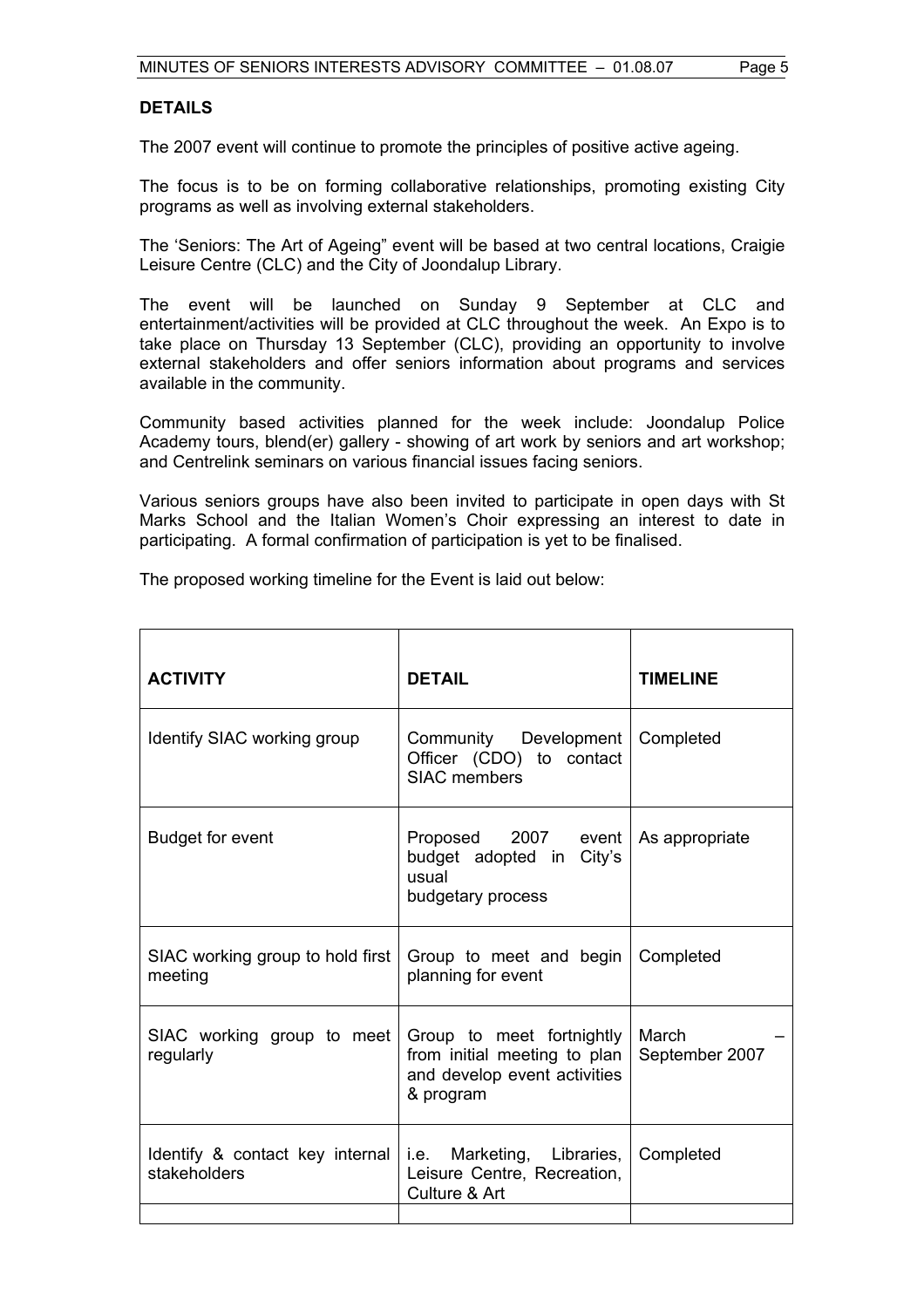**DETAILS**

The 2007 event will continue to promote the principles of positive active ageing.

The focus is to be on forming collaborative relationships, promoting existing City programs as well as involving external stakeholders.

The 'Seniors: The Art of Ageing" event will be based at two central locations, Craigie Leisure Centre (CLC) and the City of Joondalup Library.

The event will be launched on Sunday 9 September at CLC and entertainment/activities will be provided at CLC throughout the week. An Expo is to take place on Thursday 13 September (CLC), providing an opportunity to involve external stakeholders and offer seniors information about programs and services available in the community.

Community based activities planned for the week include: Joondalup Police Academy tours, blend(er) gallery - showing of art work by seniors and art workshop; and Centrelink seminars on various financial issues facing seniors.

Various seniors groups have also been invited to participate in open days with St Marks School and the Italian Women's Choir expressing an interest to date in participating. A formal confirmation of participation is yet to be finalised.

The proposed working timeline for the Event is laid out below:

| **ACTIVITY** | **DETAIL** | **TIMELINE** |
|---|---|---|
| Identify SIAC working group | Community Development Officer (CDO) to contact SIAC members | Completed |
| Budget for event | Proposed 2007 event budget adopted in City's usual budgetary process | As appropriate |
| SIAC working group to hold first meeting | Group to meet and begin planning for event | Completed |
| SIAC working group to meet regularly | Group to meet fortnightly from initial meeting to plan and develop event activities & program | March – September 2007 |
| Identify & contact key internal stakeholders | i.e. Marketing, Libraries, Leisure Centre, Recreation, Culture & Art | Completed |
| | | |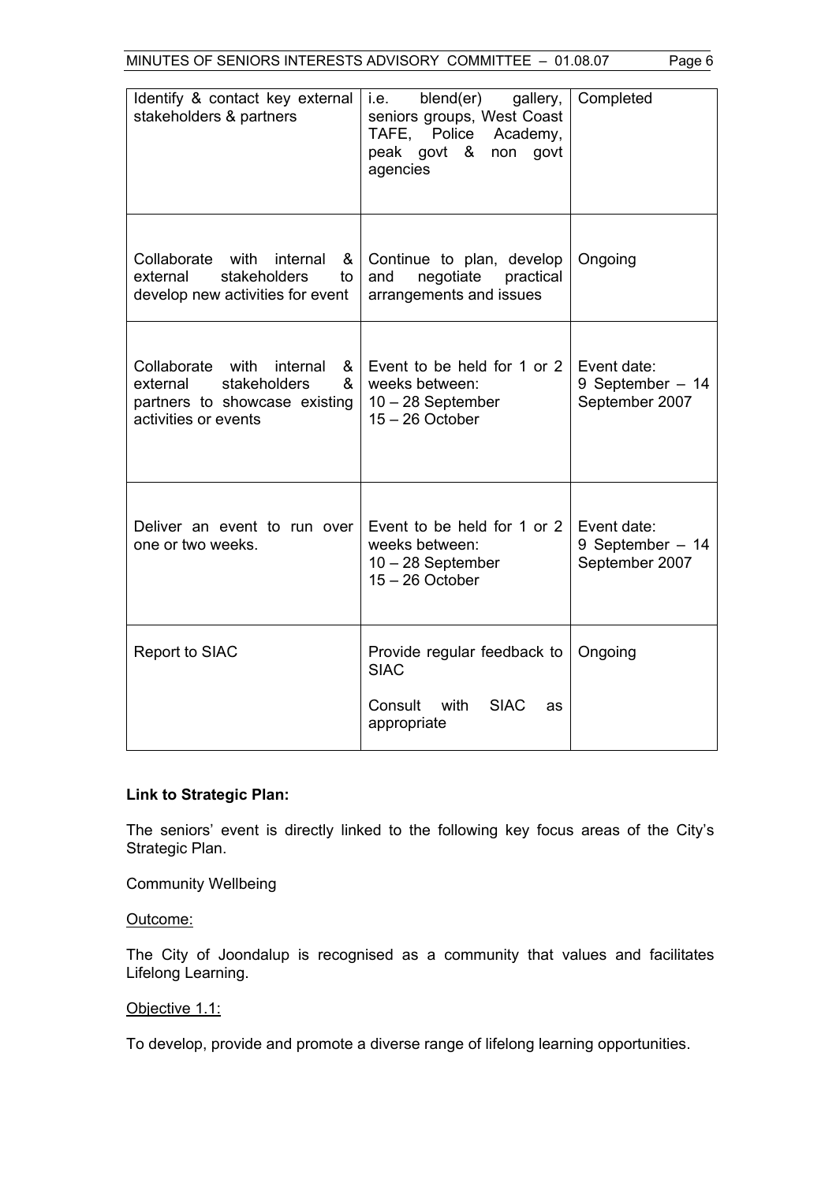| Identify & contact key external stakeholders & partners | i.e. blend(er) gallery, seniors groups, West Coast TAFE, Police Academy, peak govt & non govt agencies | Completed |
|---|---|---|
| Collaborate with internal & external stakeholders to develop new activities for event | Continue to plan, develop and negotiate practical arrangements and issues | Ongoing |
| Collaborate with internal & external stakeholders & partners to showcase existing activities or events | Event to be held for 1 or 2 weeks between:<br>10 – 28 September<br>15 – 26 October | Event date:<br>9 September – 14 September 2007 |
| Deliver an event to run over one or two weeks. | Event to be held for 1 or 2 weeks between:<br>10 – 28 September<br>15 – 26 October | Event date:<br>9 September – 14 September 2007 |
| Report to SIAC | Provide regular feedback to SIAC<br><br>Consult with SIAC as appropriate | Ongoing |

**Link to Strategic Plan:**

The seniors' event is directly linked to the following key focus areas of the City's Strategic Plan.

Community Wellbeing

Outcome:

The City of Joondalup is recognised as a community that values and facilitates Lifelong Learning.

Objective 1.1:

To develop, provide and promote a diverse range of lifelong learning opportunities.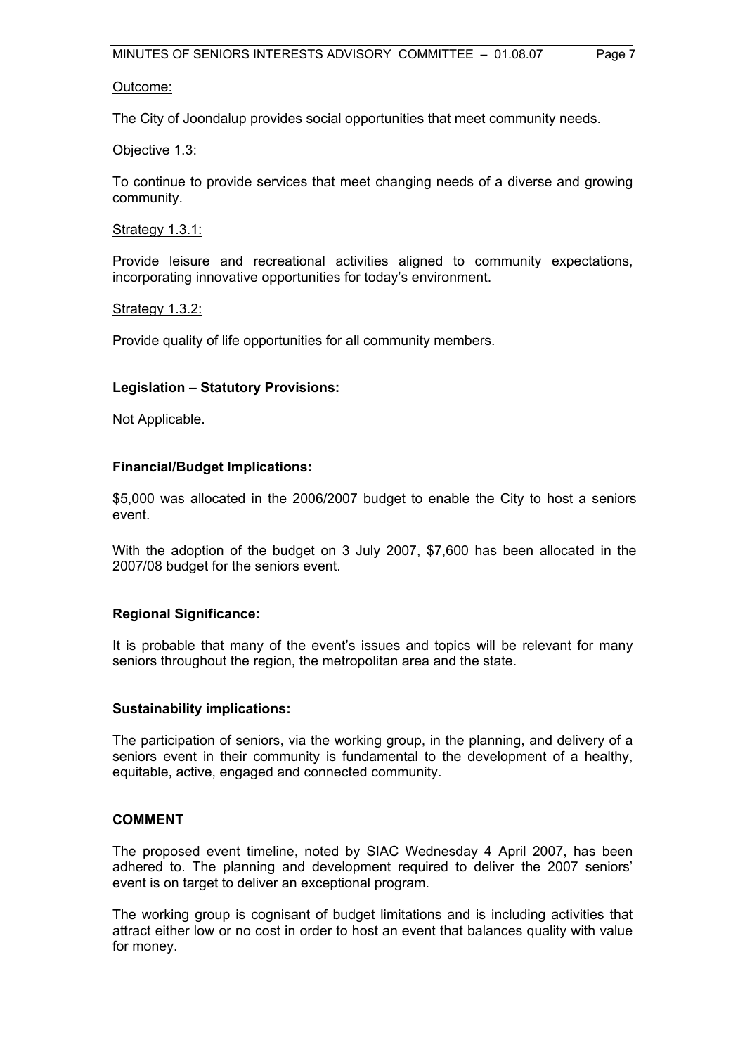Outcome:

The City of Joondalup provides social opportunities that meet community needs.

Objective 1.3:

To continue to provide services that meet changing needs of a diverse and growing community.

Strategy 1.3.1:

Provide leisure and recreational activities aligned to community expectations, incorporating innovative opportunities for today's environment.

Strategy 1.3.2:

Provide quality of life opportunities for all community members.

**Legislation – Statutory Provisions:**

Not Applicable.

**Financial/Budget Implications:**

$5,000 was allocated in the 2006/2007 budget to enable the City to host a seniors event.

With the adoption of the budget on 3 July 2007, $7,600 has been allocated in the 2007/08 budget for the seniors event.

**Regional Significance:**

It is probable that many of the event's issues and topics will be relevant for many seniors throughout the region, the metropolitan area and the state.

**Sustainability implications:**

The participation of seniors, via the working group, in the planning, and delivery of a seniors event in their community is fundamental to the development of a healthy, equitable, active, engaged and connected community.

**COMMENT**

The proposed event timeline, noted by SIAC Wednesday 4 April 2007, has been adhered to. The planning and development required to deliver the 2007 seniors' event is on target to deliver an exceptional program.

The working group is cognisant of budget limitations and is including activities that attract either low or no cost in order to host an event that balances quality with value for money.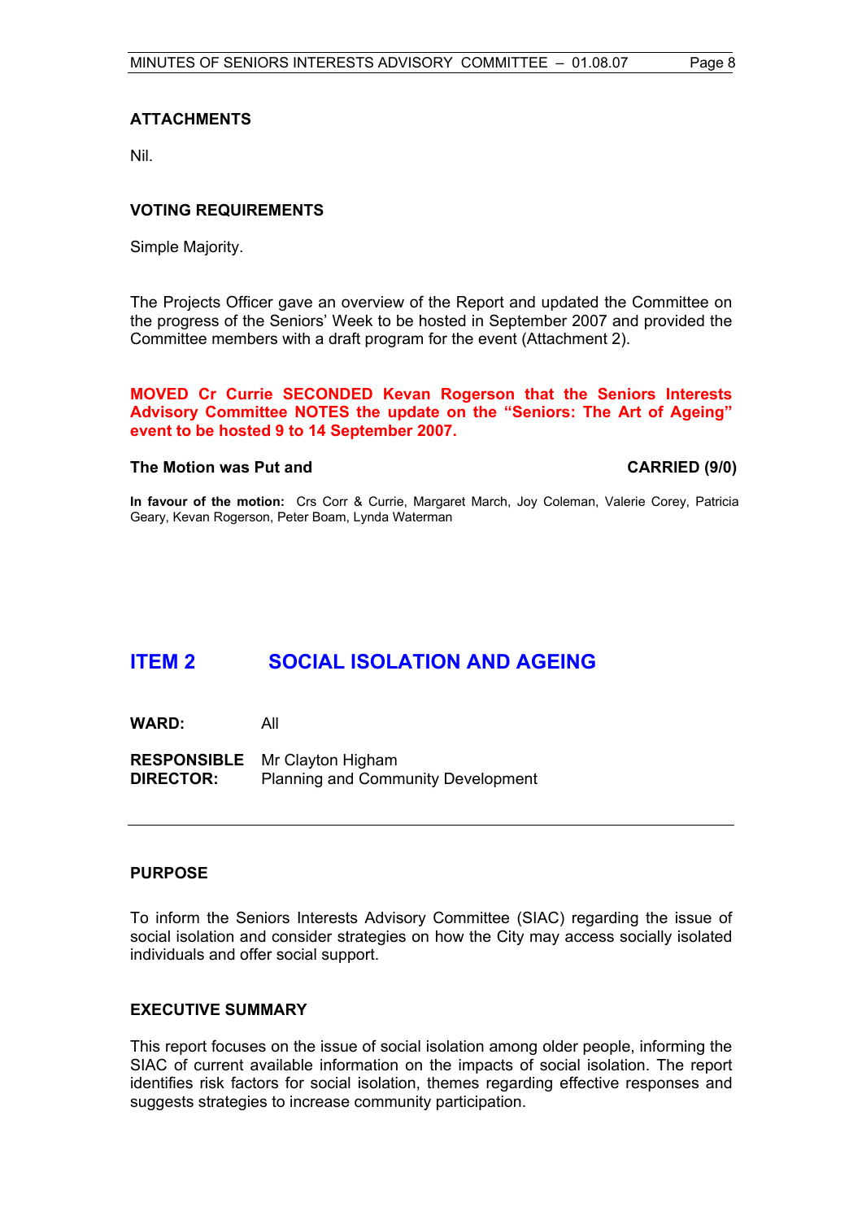## ATTACHMENTS

Nil.

## VOTING REQUIREMENTS

Simple Majority.

The Projects Officer gave an overview of the Report and updated the Committee on the progress of the Seniors' Week to be hosted in September 2007 and provided the Committee members with a draft program for the event (Attachment 2).

**MOVED Cr Currie SECONDED Kevan Rogerson that the Seniors Interests Advisory Committee NOTES the update on the "Seniors: The Art of Ageing" event to be hosted 9 to 14 September 2007.**

**The Motion was Put and** **CARRIED (9/0)**

**In favour of the motion:** Crs Corr & Currie, Margaret March, Joy Coleman, Valerie Corey, Patricia Geary, Kevan Rogerson, Peter Boam, Lynda Waterman

# ITEM 2 SOCIAL ISOLATION AND AGEING

**WARD:** All

**RESPONSIBLE DIRECTOR:** Mr Clayton Higham
Planning and Community Development

---

## PURPOSE

To inform the Seniors Interests Advisory Committee (SIAC) regarding the issue of social isolation and consider strategies on how the City may access socially isolated individuals and offer social support.

## EXECUTIVE SUMMARY

This report focuses on the issue of social isolation among older people, informing the SIAC of current available information on the impacts of social isolation. The report identifies risk factors for social isolation, themes regarding effective responses and suggests strategies to increase community participation.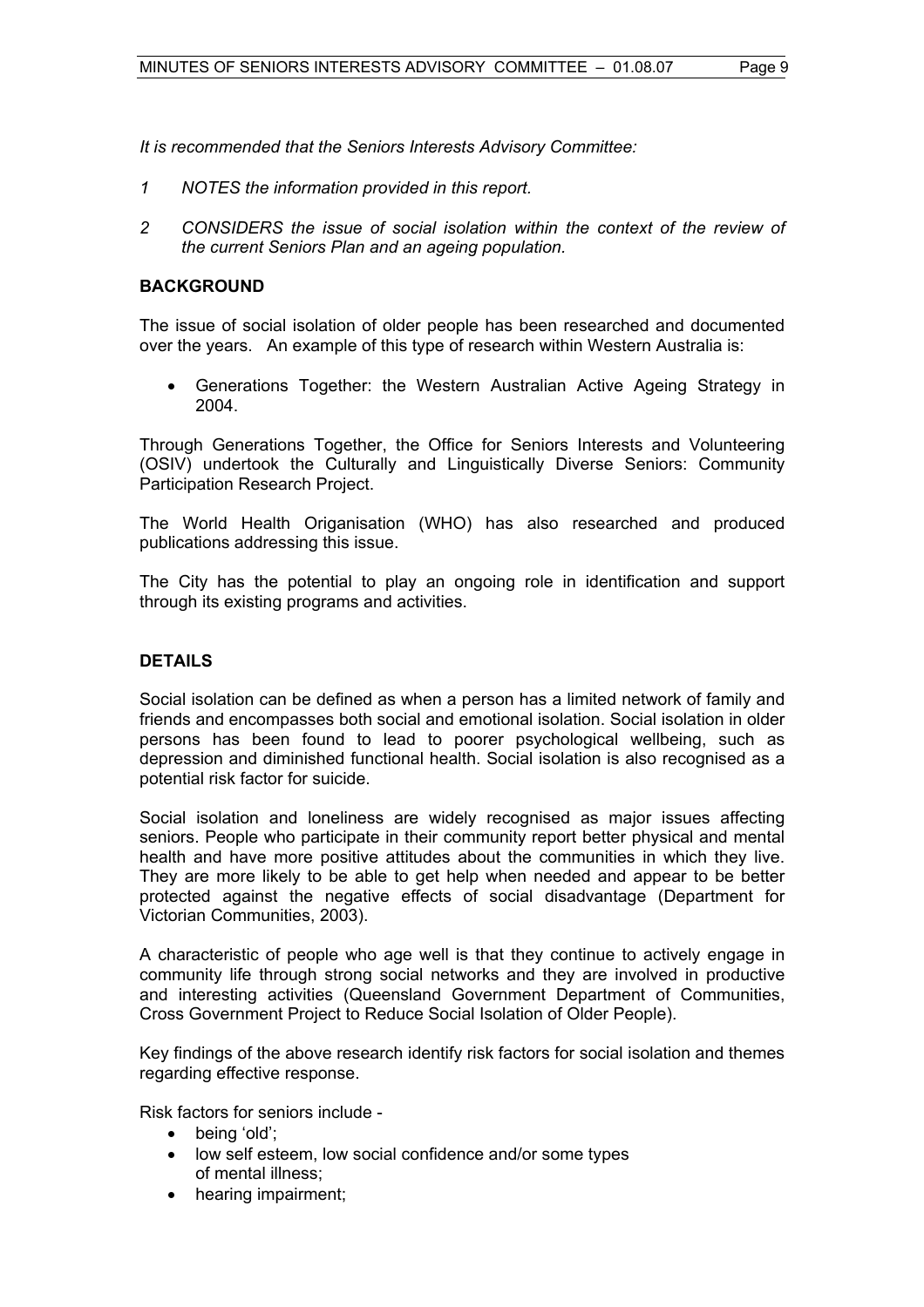*It is recommended that the Seniors Interests Advisory Committee:*

*1 NOTES the information provided in this report.*

*2 CONSIDERS the issue of social isolation within the context of the review of the current Seniors Plan and an ageing population.*

## BACKGROUND

The issue of social isolation of older people has been researched and documented over the years. An example of this type of research within Western Australia is:

- Generations Together: the Western Australian Active Ageing Strategy in 2004.

Through Generations Together, the Office for Seniors Interests and Volunteering (OSIV) undertook the Culturally and Linguistically Diverse Seniors: Community Participation Research Project.

The World Health Origanisation (WHO) has also researched and produced publications addressing this issue.

The City has the potential to play an ongoing role in identification and support through its existing programs and activities.

## DETAILS

Social isolation can be defined as when a person has a limited network of family and friends and encompasses both social and emotional isolation. Social isolation in older persons has been found to lead to poorer psychological wellbeing, such as depression and diminished functional health. Social isolation is also recognised as a potential risk factor for suicide.

Social isolation and loneliness are widely recognised as major issues affecting seniors. People who participate in their community report better physical and mental health and have more positive attitudes about the communities in which they live. They are more likely to be able to get help when needed and appear to be better protected against the negative effects of social disadvantage (Department for Victorian Communities, 2003).

A characteristic of people who age well is that they continue to actively engage in community life through strong social networks and they are involved in productive and interesting activities (Queensland Government Department of Communities, Cross Government Project to Reduce Social Isolation of Older People).

Key findings of the above research identify risk factors for social isolation and themes regarding effective response.

Risk factors for seniors include -

- being 'old';
- low self esteem, low social confidence and/or some types of mental illness;
- hearing impairment;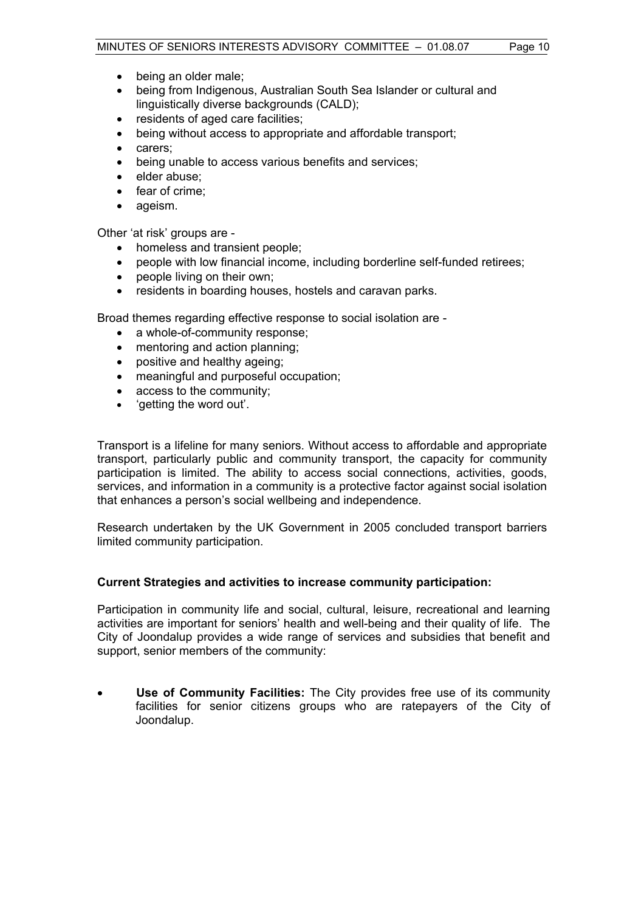- being an older male;
- being from Indigenous, Australian South Sea Islander or cultural and linguistically diverse backgrounds (CALD);
- residents of aged care facilities;
- being without access to appropriate and affordable transport;
- carers;
- being unable to access various benefits and services;
- elder abuse;
- fear of crime;
- ageism.

Other 'at risk' groups are -

- homeless and transient people;
- people with low financial income, including borderline self-funded retirees;
- people living on their own;
- residents in boarding houses, hostels and caravan parks.

Broad themes regarding effective response to social isolation are -

- a whole-of-community response;
- mentoring and action planning;
- positive and healthy ageing;
- meaningful and purposeful occupation;
- access to the community;
- 'getting the word out'.

Transport is a lifeline for many seniors. Without access to affordable and appropriate transport, particularly public and community transport, the capacity for community participation is limited. The ability to access social connections, activities, goods, services, and information in a community is a protective factor against social isolation that enhances a person's social wellbeing and independence.

Research undertaken by the UK Government in 2005 concluded transport barriers limited community participation.

**Current Strategies and activities to increase community participation:**

Participation in community life and social, cultural, leisure, recreational and learning activities are important for seniors' health and well-being and their quality of life. The City of Joondalup provides a wide range of services and subsidies that benefit and support, senior members of the community:

- **Use of Community Facilities:** The City provides free use of its community facilities for senior citizens groups who are ratepayers of the City of Joondalup.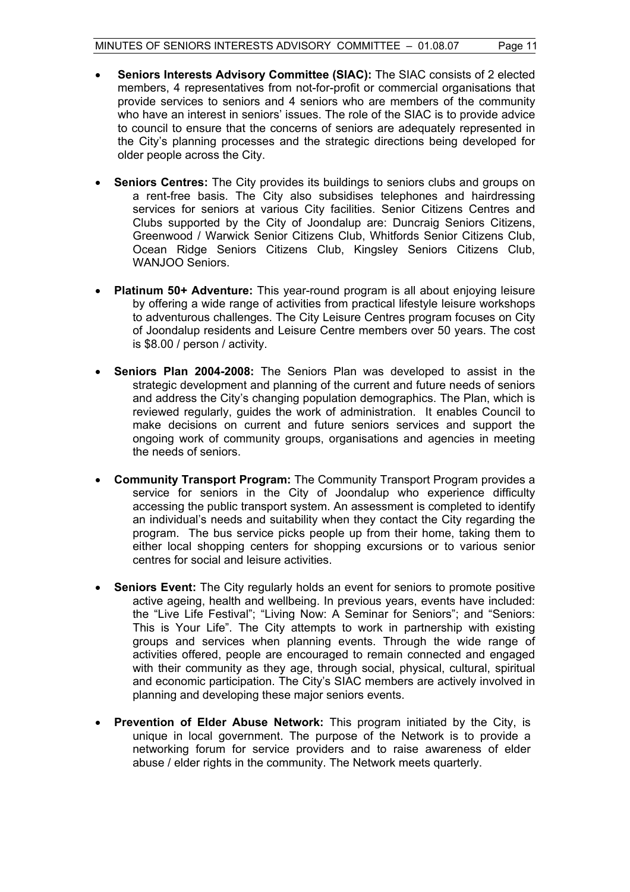- **Seniors Interests Advisory Committee (SIAC):** The SIAC consists of 2 elected members, 4 representatives from not-for-profit or commercial organisations that provide services to seniors and 4 seniors who are members of the community who have an interest in seniors' issues. The role of the SIAC is to provide advice to council to ensure that the concerns of seniors are adequately represented in the City's planning processes and the strategic directions being developed for older people across the City.

- **Seniors Centres:** The City provides its buildings to seniors clubs and groups on a rent-free basis. The City also subsidises telephones and hairdressing services for seniors at various City facilities. Senior Citizens Centres and Clubs supported by the City of Joondalup are: Duncraig Seniors Citizens, Greenwood / Warwick Senior Citizens Club, Whitfords Senior Citizens Club, Ocean Ridge Seniors Citizens Club, Kingsley Seniors Citizens Club, WANJOO Seniors.

- **Platinum 50+ Adventure:** This year-round program is all about enjoying leisure by offering a wide range of activities from practical lifestyle leisure workshops to adventurous challenges. The City Leisure Centres program focuses on City of Joondalup residents and Leisure Centre members over 50 years. The cost is $8.00 / person / activity.

- **Seniors Plan 2004-2008:** The Seniors Plan was developed to assist in the strategic development and planning of the current and future needs of seniors and address the City's changing population demographics. The Plan, which is reviewed regularly, guides the work of administration. It enables Council to make decisions on current and future seniors services and support the ongoing work of community groups, organisations and agencies in meeting the needs of seniors.

- **Community Transport Program:** The Community Transport Program provides a service for seniors in the City of Joondalup who experience difficulty accessing the public transport system. An assessment is completed to identify an individual's needs and suitability when they contact the City regarding the program. The bus service picks people up from their home, taking them to either local shopping centers for shopping excursions or to various senior centres for social and leisure activities.

- **Seniors Event:** The City regularly holds an event for seniors to promote positive active ageing, health and wellbeing. In previous years, events have included: the "Live Life Festival"; "Living Now: A Seminar for Seniors"; and "Seniors: This is Your Life". The City attempts to work in partnership with existing groups and services when planning events. Through the wide range of activities offered, people are encouraged to remain connected and engaged with their community as they age, through social, physical, cultural, spiritual and economic participation. The City's SIAC members are actively involved in planning and developing these major seniors events.

- **Prevention of Elder Abuse Network:** This program initiated by the City, is unique in local government. The purpose of the Network is to provide a networking forum for service providers and to raise awareness of elder abuse / elder rights in the community. The Network meets quarterly.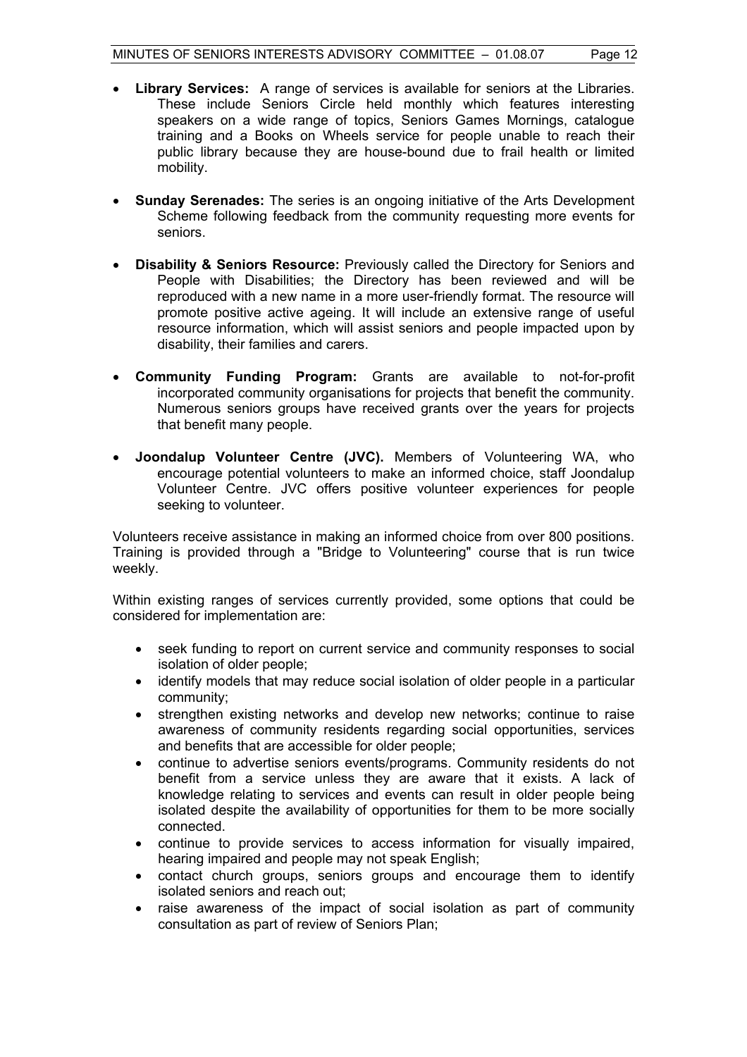- **Library Services:** A range of services is available for seniors at the Libraries. These include Seniors Circle held monthly which features interesting speakers on a wide range of topics, Seniors Games Mornings, catalogue training and a Books on Wheels service for people unable to reach their public library because they are house-bound due to frail health or limited mobility.

- **Sunday Serenades:** The series is an ongoing initiative of the Arts Development Scheme following feedback from the community requesting more events for seniors.

- **Disability & Seniors Resource:** Previously called the Directory for Seniors and People with Disabilities; the Directory has been reviewed and will be reproduced with a new name in a more user-friendly format. The resource will promote positive active ageing. It will include an extensive range of useful resource information, which will assist seniors and people impacted upon by disability, their families and carers.

- **Community Funding Program:** Grants are available to not-for-profit incorporated community organisations for projects that benefit the community. Numerous seniors groups have received grants over the years for projects that benefit many people.

- **Joondalup Volunteer Centre (JVC).** Members of Volunteering WA, who encourage potential volunteers to make an informed choice, staff Joondalup Volunteer Centre. JVC offers positive volunteer experiences for people seeking to volunteer.

Volunteers receive assistance in making an informed choice from over 800 positions. Training is provided through a "Bridge to Volunteering" course that is run twice weekly.

Within existing ranges of services currently provided, some options that could be considered for implementation are:

- seek funding to report on current service and community responses to social isolation of older people;
- identify models that may reduce social isolation of older people in a particular community;
- strengthen existing networks and develop new networks; continue to raise awareness of community residents regarding social opportunities, services and benefits that are accessible for older people;
- continue to advertise seniors events/programs. Community residents do not benefit from a service unless they are aware that it exists. A lack of knowledge relating to services and events can result in older people being isolated despite the availability of opportunities for them to be more socially connected.
- continue to provide services to access information for visually impaired, hearing impaired and people may not speak English;
- contact church groups, seniors groups and encourage them to identify isolated seniors and reach out;
- raise awareness of the impact of social isolation as part of community consultation as part of review of Seniors Plan;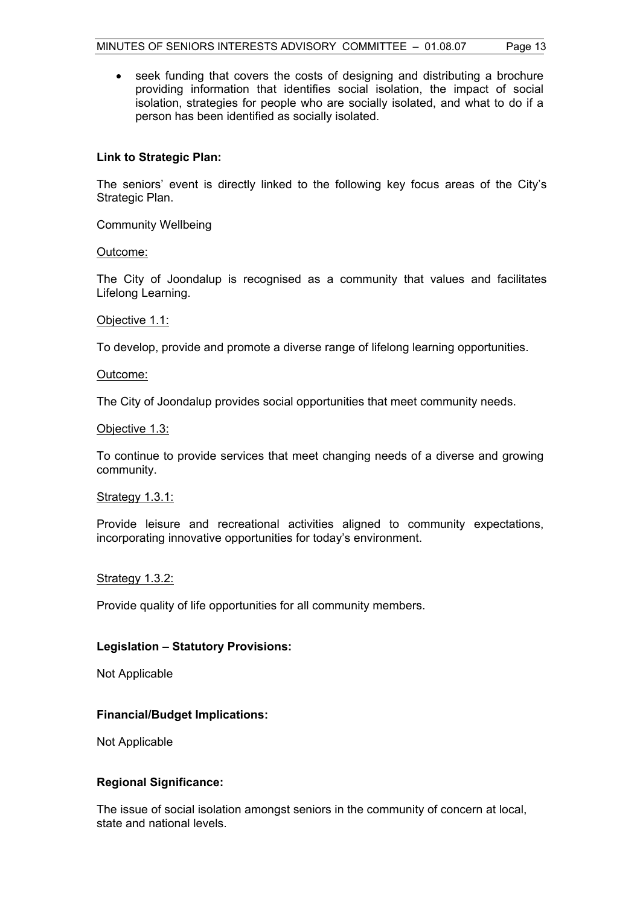- seek funding that covers the costs of designing and distributing a brochure providing information that identifies social isolation, the impact of social isolation, strategies for people who are socially isolated, and what to do if a person has been identified as socially isolated.

**Link to Strategic Plan:**

The seniors' event is directly linked to the following key focus areas of the City's Strategic Plan.

Community Wellbeing

Outcome:

The City of Joondalup is recognised as a community that values and facilitates Lifelong Learning.

Objective 1.1:

To develop, provide and promote a diverse range of lifelong learning opportunities.

Outcome:

The City of Joondalup provides social opportunities that meet community needs.

Objective 1.3:

To continue to provide services that meet changing needs of a diverse and growing community.

Strategy 1.3.1:

Provide leisure and recreational activities aligned to community expectations, incorporating innovative opportunities for today's environment.

Strategy 1.3.2:

Provide quality of life opportunities for all community members.

**Legislation – Statutory Provisions:**

Not Applicable

**Financial/Budget Implications:**

Not Applicable

**Regional Significance:**

The issue of social isolation amongst seniors in the community of concern at local, state and national levels.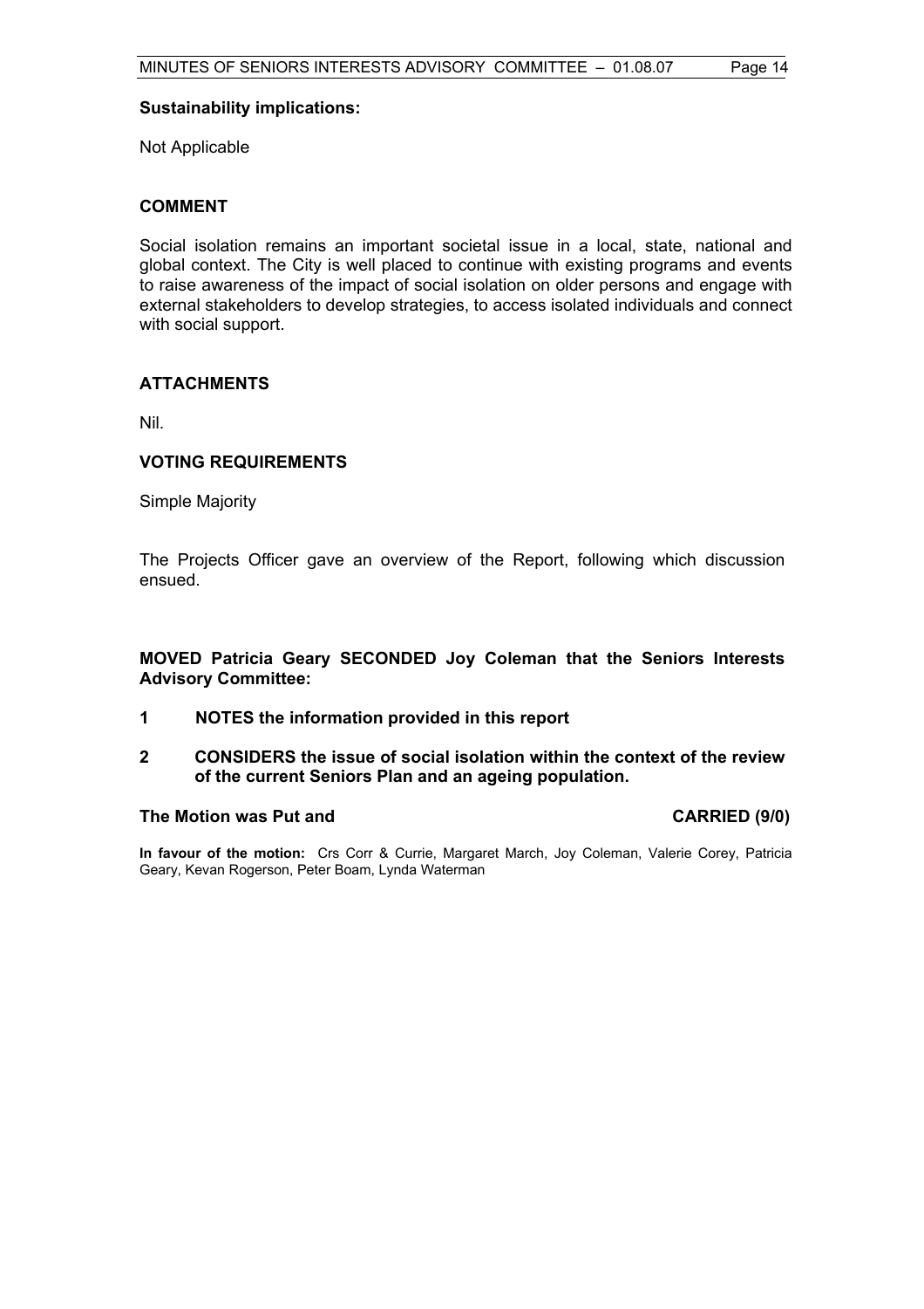**Sustainability implications:**

Not Applicable

## COMMENT

Social isolation remains an important societal issue in a local, state, national and global context. The City is well placed to continue with existing programs and events to raise awareness of the impact of social isolation on older persons and engage with external stakeholders to develop strategies, to access isolated individuals and connect with social support.

## ATTACHMENTS

Nil.

## VOTING REQUIREMENTS

Simple Majority

The Projects Officer gave an overview of the Report, following which discussion ensued.

**MOVED Patricia Geary SECONDED Joy Coleman that the Seniors Interests Advisory Committee:**

1. **NOTES the information provided in this report**
2. **CONSIDERS the issue of social isolation within the context of the review of the current Seniors Plan and an ageing population.**

**The Motion was Put and CARRIED (9/0)**

**In favour of the motion:** Crs Corr & Currie, Margaret March, Joy Coleman, Valerie Corey, Patricia Geary, Kevan Rogerson, Peter Boam, Lynda Waterman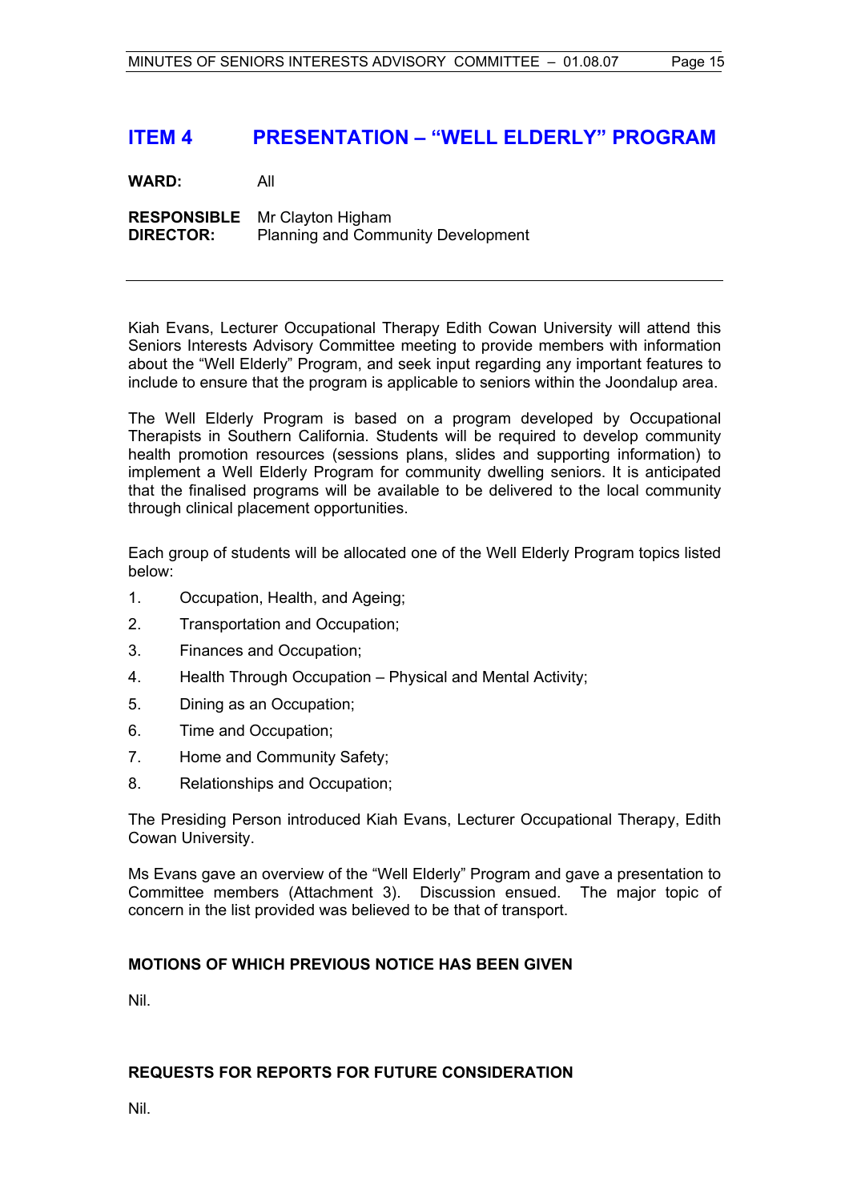## ITEM 4 PRESENTATION – "WELL ELDERLY" PROGRAM

**WARD:** All

**RESPONSIBLE DIRECTOR:** Mr Clayton Higham
Planning and Community Development

---

Kiah Evans, Lecturer Occupational Therapy Edith Cowan University will attend this Seniors Interests Advisory Committee meeting to provide members with information about the "Well Elderly" Program, and seek input regarding any important features to include to ensure that the program is applicable to seniors within the Joondalup area.

The Well Elderly Program is based on a program developed by Occupational Therapists in Southern California. Students will be required to develop community health promotion resources (sessions plans, slides and supporting information) to implement a Well Elderly Program for community dwelling seniors. It is anticipated that the finalised programs will be available to be delivered to the local community through clinical placement opportunities.

Each group of students will be allocated one of the Well Elderly Program topics listed below:

1. Occupation, Health, and Ageing;
2. Transportation and Occupation;
3. Finances and Occupation;
4. Health Through Occupation – Physical and Mental Activity;
5. Dining as an Occupation;
6. Time and Occupation;
7. Home and Community Safety;
8. Relationships and Occupation;

The Presiding Person introduced Kiah Evans, Lecturer Occupational Therapy, Edith Cowan University.

Ms Evans gave an overview of the "Well Elderly" Program and gave a presentation to Committee members (Attachment 3). Discussion ensued. The major topic of concern in the list provided was believed to be that of transport.

### MOTIONS OF WHICH PREVIOUS NOTICE HAS BEEN GIVEN

Nil.

### REQUESTS FOR REPORTS FOR FUTURE CONSIDERATION

Nil.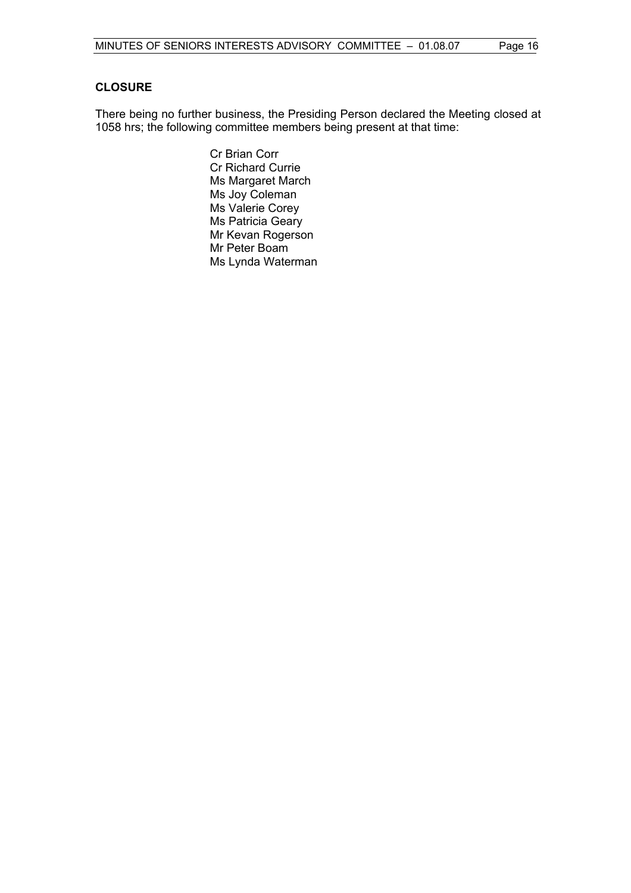## CLOSURE

There being no further business, the Presiding Person declared the Meeting closed at 1058 hrs; the following committee members being present at that time:

Cr Brian Corr
Cr Richard Currie
Ms Margaret March
Ms Joy Coleman
Ms Valerie Corey
Ms Patricia Geary
Mr Kevan Rogerson
Mr Peter Boam
Ms Lynda Waterman